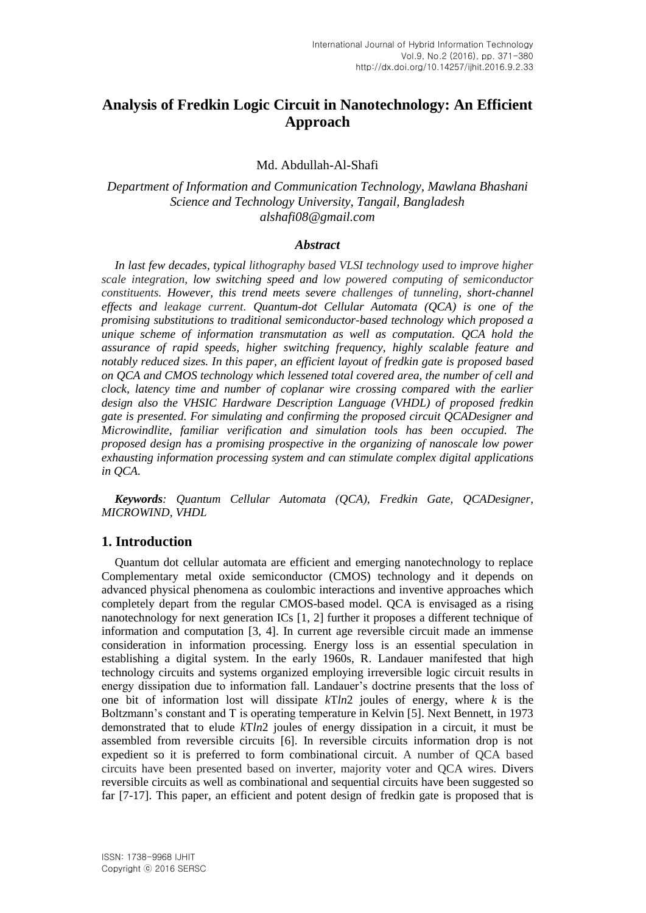# Analysis of Fredkin Logic Circuit in Nanotechnology: An Efficient Approach

Md. Abdullah-Al-Shafi

*Department of Information and Communication Technology, Mawlana Bhashani Science and Technology University, Tangail, Bangladesh*
*alshafi08@gmail.com*

### *Abstract*

*In last few decades, typical lithography based VLSI technology used to improve higher scale integration, low switching speed and low powered computing of semiconductor constituents. However, this trend meets severe challenges of tunneling, short-channel effects and leakage current. Quantum-dot Cellular Automata (QCA) is one of the promising substitutions to traditional semiconductor-based technology which proposed a unique scheme of information transmutation as well as computation. QCA hold the assurance of rapid speeds, higher switching frequency, highly scalable feature and notably reduced sizes. In this paper, an efficient layout of fredkin gate is proposed based on QCA and CMOS technology which lessened total covered area, the number of cell and clock, latency time and number of coplanar wire crossing compared with the earlier design also the VHSIC Hardware Description Language (VHDL) of proposed fredkin gate is presented. For simulating and confirming the proposed circuit QCADesigner and Microwindlite, familiar verification and simulation tools has been occupied. The proposed design has a promising prospective in the organizing of nanoscale low power exhausting information processing system and can stimulate complex digital applications in QCA.*

***Keywords**: Quantum Cellular Automata (QCA), Fredkin Gate, QCADesigner, MICROWIND, VHDL*

## 1. Introduction

Quantum dot cellular automata are efficient and emerging nanotechnology to replace Complementary metal oxide semiconductor (CMOS) technology and it depends on advanced physical phenomena as coulombic interactions and inventive approaches which completely depart from the regular CMOS-based model. QCA is envisaged as a rising nanotechnology for next generation ICs [1, 2] further it proposes a different technique of information and computation [3, 4]. In current age reversible circuit made an immense consideration in information processing. Energy loss is an essential speculation in establishing a digital system. In the early 1960s, R. Landauer manifested that high technology circuits and systems organized employing irreversible logic circuit results in energy dissipation due to information fall. Landauer's doctrine presents that the loss of one bit of information lost will dissipate $kT\ln 2$ joules of energy, where $k$ is the Boltzmann's constant and T is operating temperature in Kelvin [5]. Next Bennett, in 1973 demonstrated that to elude $kT\ln 2$ joules of energy dissipation in a circuit, it must be assembled from reversible circuits [6]. In reversible circuits information drop is not expedient so it is preferred to form combinational circuit. A number of QCA based circuits have been presented based on inverter, majority voter and QCA wires. Divers reversible circuits as well as combinational and sequential circuits have been suggested so far [7-17]. This paper, an efficient and potent design of fredkin gate is proposed that is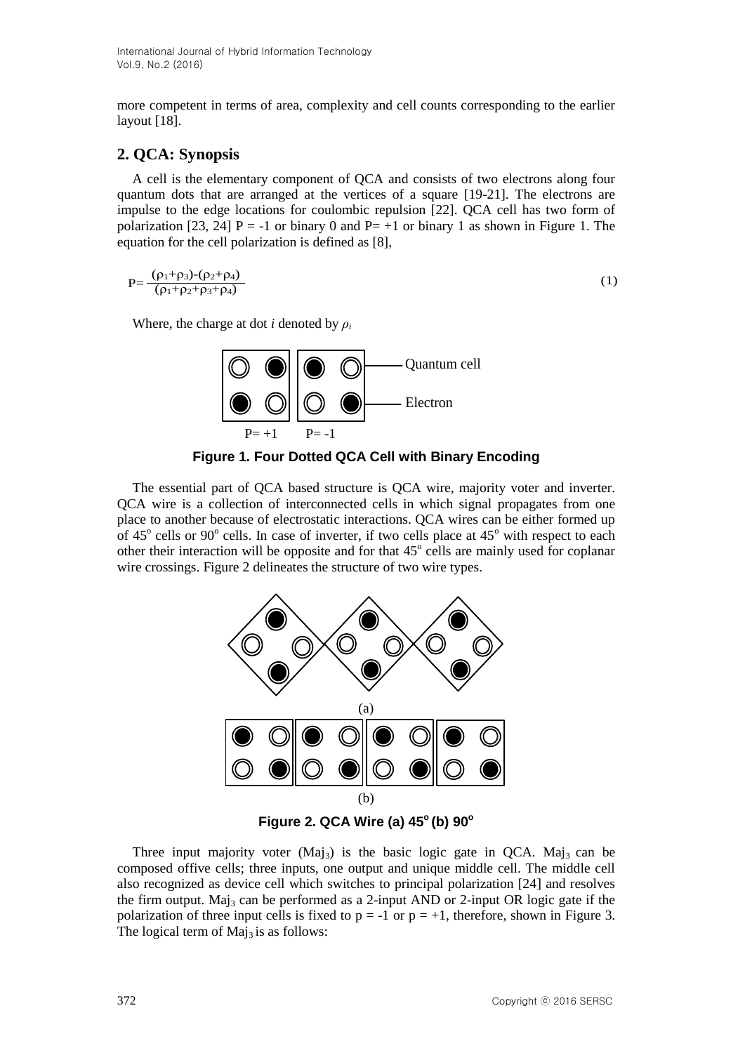more competent in terms of area, complexity and cell counts corresponding to the earlier layout [18].

## 2. QCA: Synopsis

A cell is the elementary component of QCA and consists of two electrons along four quantum dots that are arranged at the vertices of a square [19-21]. The electrons are impulse to the edge locations for coulombic repulsion [22]. QCA cell has two form of polarization [23, 24] P = -1 or binary 0 and P= +1 or binary 1 as shown in Figure 1. The equation for the cell polarization is defined as [8],

$$P=\frac{(\rho_1+\rho_3)-(\rho_2+\rho_4)}{(\rho_1+\rho_2+\rho_3+\rho_4)} \tag{1}$$

Where, the charge at dot $i$ denoted by $\rho_i$

**Figure 1. Four Dotted QCA Cell with Binary Encoding**

The essential part of QCA based structure is QCA wire, majority voter and inverter. QCA wire is a collection of interconnected cells in which signal propagates from one place to another because of electrostatic interactions. QCA wires can be either formed up of 45° cells or 90° cells. In case of inverter, if two cells place at 45° with respect to each other their interaction will be opposite and for that 45° cells are mainly used for coplanar wire crossings. Figure 2 delineates the structure of two wire types.

**Figure 2. QCA Wire (a) 45° (b) 90°**

Three input majority voter ($Maj_3$) is the basic logic gate in QCA. $Maj_3$ can be composed offive cells; three inputs, one output and unique middle cell. The middle cell also recognized as device cell which switches to principal polarization [24] and resolves the firm output. $Maj_3$ can be performed as a 2-input AND or 2-input OR logic gate if the polarization of three input cells is fixed to p = -1 or p = +1, therefore, shown in Figure 3. The logical term of $Maj_3$ is as follows: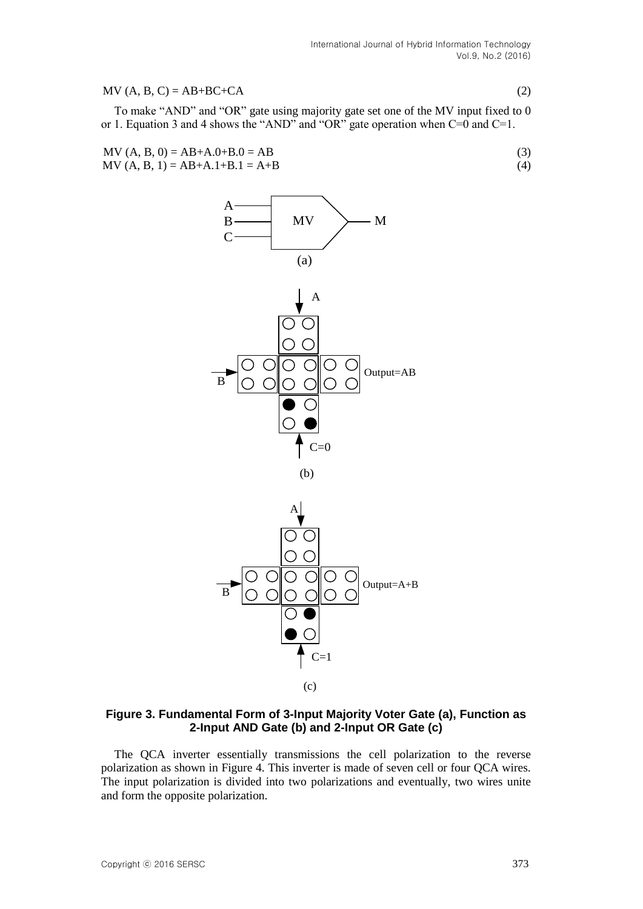$$MV(A, B, C) = AB+BC+CA \tag{2}$$

To make "AND" and "OR" gate using majority gate set one of the MV input fixed to 0 or 1. Equation 3 and 4 shows the "AND" and "OR" gate operation when C=0 and C=1.

$$MV(A, B, 0) = AB+A.0+B.0 = AB \tag{3}$$

$$MV(A, B, 1) = AB+A.1+B.1 = A+B \tag{4}$$

**Figure 3. Fundamental Form of 3-Input Majority Voter Gate (a), Function as 2-Input AND Gate (b) and 2-Input OR Gate (c)**

The QCA inverter essentially transmissions the cell polarization to the reverse polarization as shown in Figure 4. This inverter is made of seven cell or four QCA wires. The input polarization is divided into two polarizations and eventually, two wires unite and form the opposite polarization.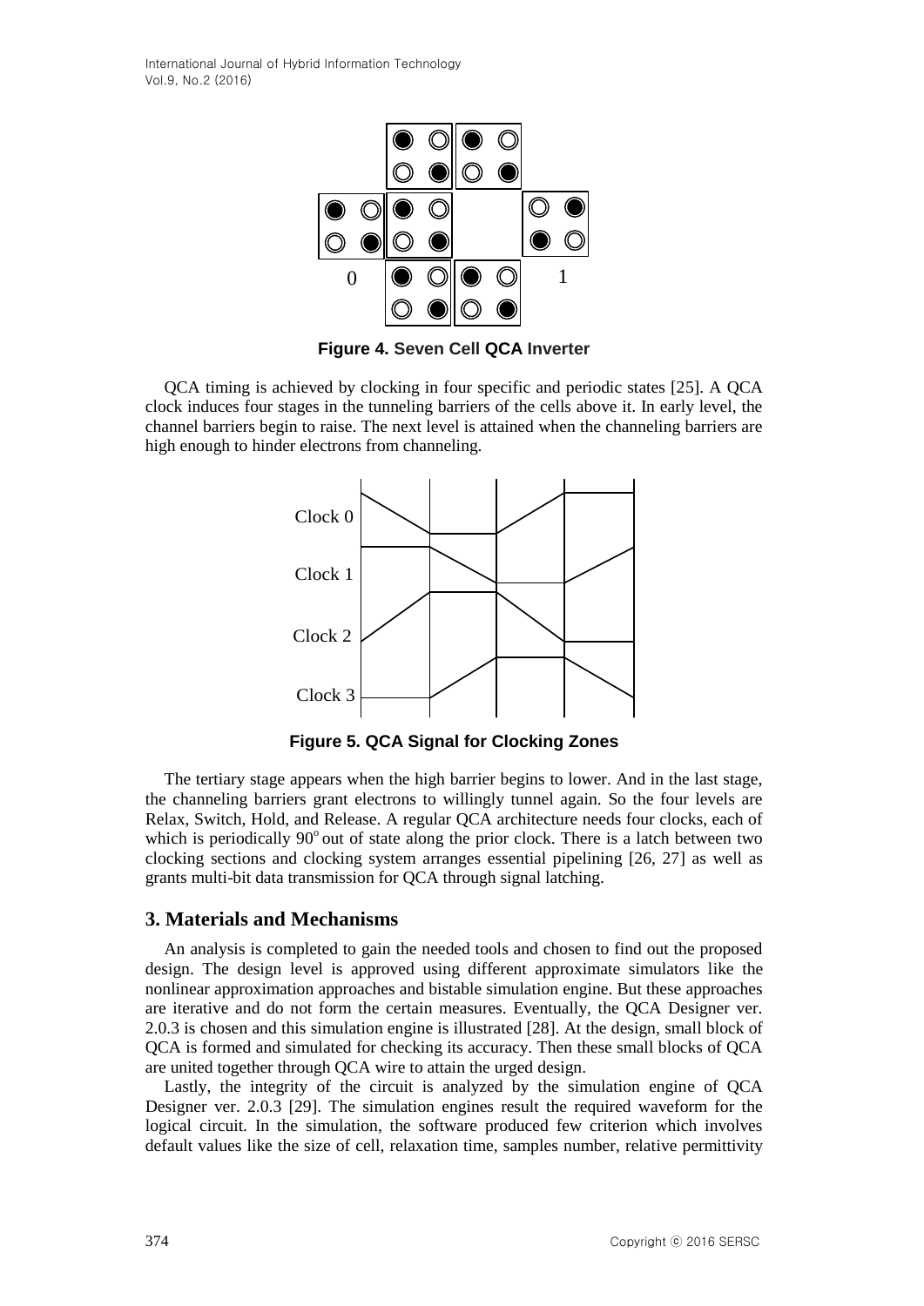**Figure 4. Seven Cell QCA Inverter**

QCA timing is achieved by clocking in four specific and periodic states [25]. A QCA clock induces four stages in the tunneling barriers of the cells above it. In early level, the channel barriers begin to raise. The next level is attained when the channeling barriers are high enough to hinder electrons from channeling.

**Figure 5. QCA Signal for Clocking Zones**

The tertiary stage appears when the high barrier begins to lower. And in the last stage, the channeling barriers grant electrons to willingly tunnel again. So the four levels are Relax, Switch, Hold, and Release. A regular QCA architecture needs four clocks, each of which is periodically $90^{o}$ out of state along the prior clock. There is a latch between two clocking sections and clocking system arranges essential pipelining [26, 27] as well as grants multi-bit data transmission for QCA through signal latching.

## 3. Materials and Mechanisms

An analysis is completed to gain the needed tools and chosen to find out the proposed design. The design level is approved using different approximate simulators like the nonlinear approximation approaches and bistable simulation engine. But these approaches are iterative and do not form the certain measures. Eventually, the QCA Designer ver. 2.0.3 is chosen and this simulation engine is illustrated [28]. At the design, small block of QCA is formed and simulated for checking its accuracy. Then these small blocks of QCA are united together through QCA wire to attain the urged design.

Lastly, the integrity of the circuit is analyzed by the simulation engine of QCA Designer ver. 2.0.3 [29]. The simulation engines result the required waveform for the logical circuit. In the simulation, the software produced few criterion which involves default values like the size of cell, relaxation time, samples number, relative permittivity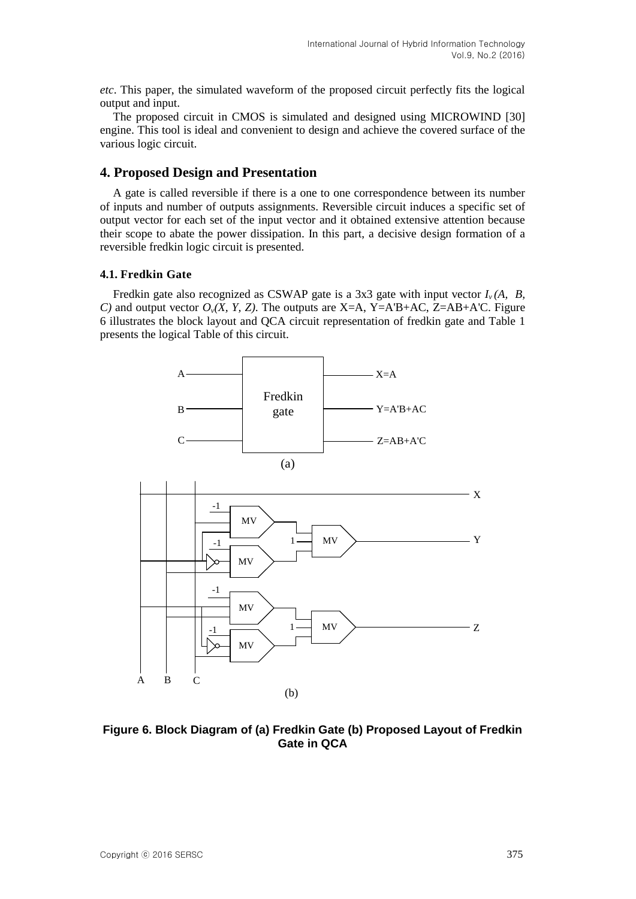*etc*. This paper, the simulated waveform of the proposed circuit perfectly fits the logical output and input.

The proposed circuit in CMOS is simulated and designed using MICROWIND [30] engine. This tool is ideal and convenient to design and achieve the covered surface of the various logic circuit.

## 4. Proposed Design and Presentation

A gate is called reversible if there is a one to one correspondence between its number of inputs and number of outputs assignments. Reversible circuit induces a specific set of output vector for each set of the input vector and it obtained extensive attention because their scope to abate the power dissipation. In this part, a decisive design formation of a reversible fredkin logic circuit is presented.

### 4.1. Fredkin Gate

Fredkin gate also recognized as CSWAP gate is a 3x3 gate with input vector $I_v (A, B, C)$ and output vector $O_v(X, Y, Z)$. The outputs are X=A, Y=A'B+AC, Z=AB+A'C. Figure 6 illustrates the block layout and QCA circuit representation of fredkin gate and Table 1 presents the logical Table of this circuit.

**Figure 6. Block Diagram of (a) Fredkin Gate (b) Proposed Layout of Fredkin Gate in QCA**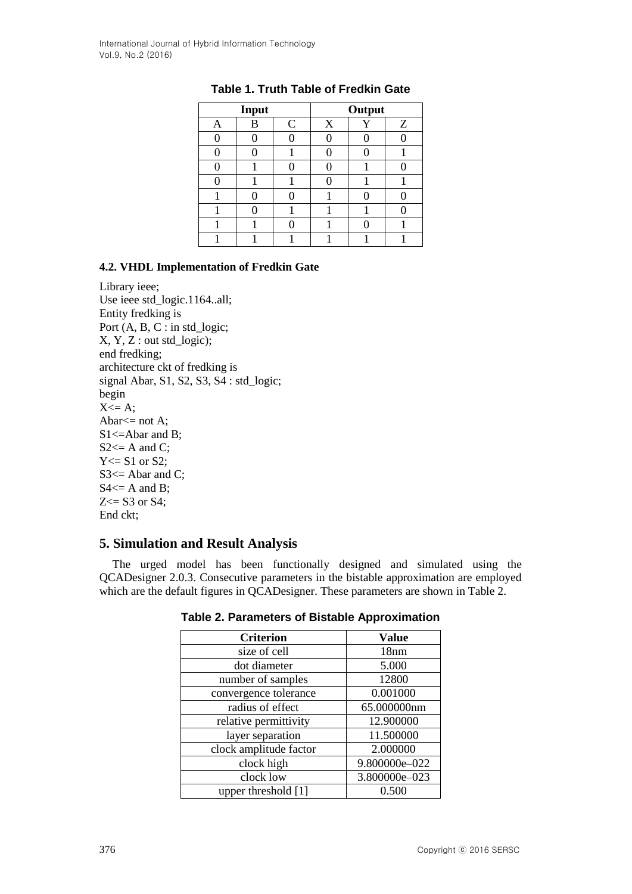**Table 1. Truth Table of Fredkin Gate**

| Input | | | Output | | |
|---|---|---|---|---|---|
| A | B | C | X | Y | Z |
| 0 | 0 | 0 | 0 | 0 | 0 |
| 0 | 0 | 1 | 0 | 0 | 1 |
| 0 | 1 | 0 | 0 | 1 | 0 |
| 0 | 1 | 1 | 0 | 1 | 1 |
| 1 | 0 | 0 | 1 | 0 | 0 |
| 1 | 0 | 1 | 1 | 1 | 0 |
| 1 | 1 | 0 | 1 | 0 | 1 |
| 1 | 1 | 1 | 1 | 1 | 1 |

### 4.2. VHDL Implementation of Fredkin Gate

```
Library ieee;
Use ieee std_logic.1164..all;
Entity fredking is
Port (A, B, C : in std_logic;
X, Y, Z : out std_logic);
end fredking;
architecture ckt of fredking is
signal Abar, S1, S2, S3, S4 : std_logic;
begin
X<= A;
Abar<= not A;
S1<=Abar and B;
S2<= A and C;
Y<= S1 or S2;
S3<= Abar and C;
S4<= A and B;
Z<= S3 or S4;
End ckt;
```

## 5. Simulation and Result Analysis

The urged model has been functionally designed and simulated using the QCADesigner 2.0.3. Consecutive parameters in the bistable approximation are employed which are the default figures in QCADesigner. These parameters are shown in Table 2.

**Table 2. Parameters of Bistable Approximation**

| Criterion | Value |
|---|---|
| size of cell | 18nm |
| dot diameter | 5.000 |
| number of samples | 12800 |
| convergence tolerance | 0.001000 |
| radius of effect | 65.000000nm |
| relative permittivity | 12.900000 |
| layer separation | 11.500000 |
| clock amplitude factor | 2.000000 |
| clock high | 9.800000e–022 |
| clock low | 3.800000e–023 |
| upper threshold [1] | 0.500 |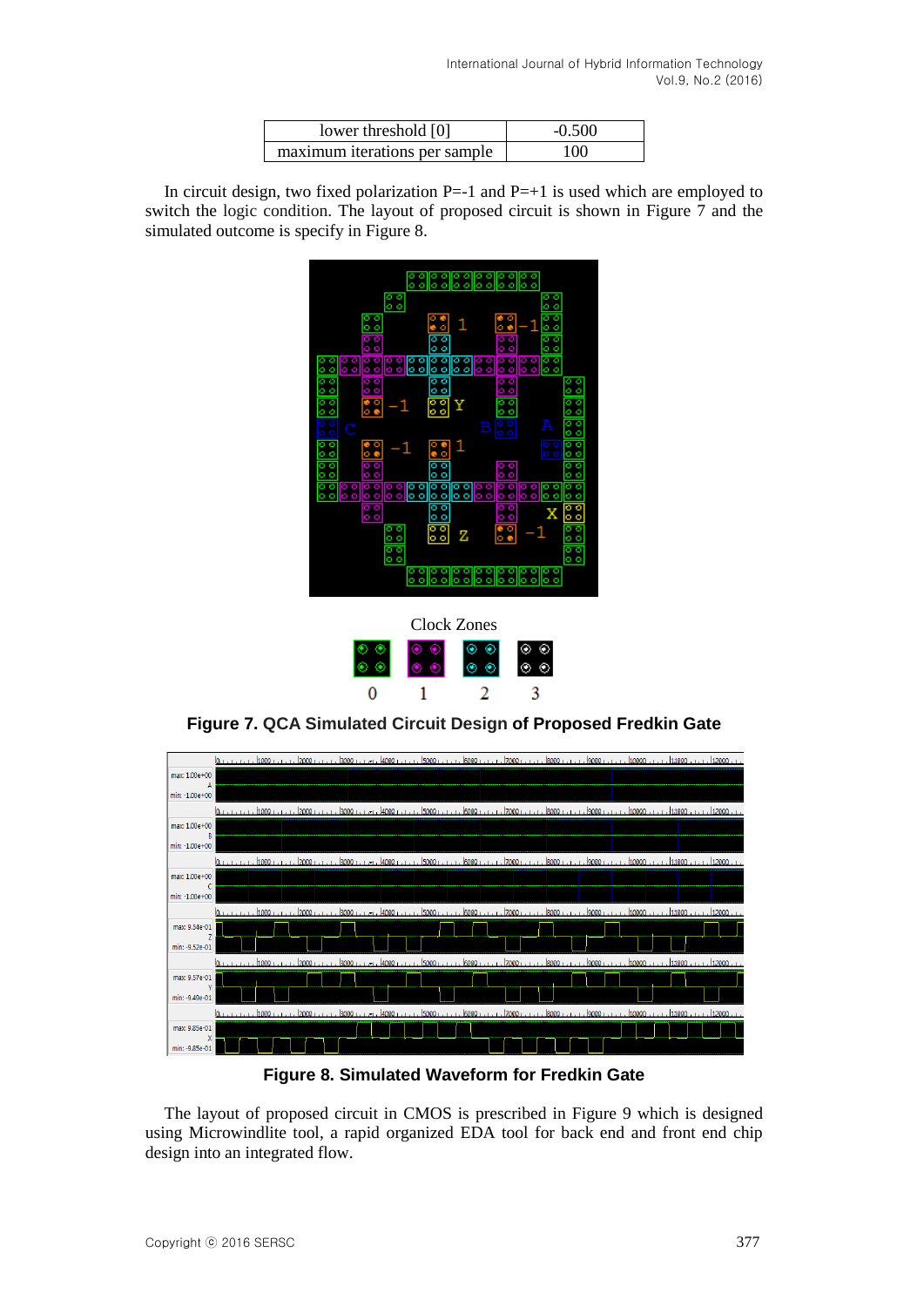| lower threshold [0] | -0.500 |
|---|---|
| maximum iterations per sample | 100 |

In circuit design, two fixed polarization P=-1 and P=+1 is used which are employed to switch the logic condition. The layout of proposed circuit is shown in Figure 7 and the simulated outcome is specify in Figure 8.

**Figure 7. QCA Simulated Circuit Design of Proposed Fredkin Gate**

**Figure 8. Simulated Waveform for Fredkin Gate**

The layout of proposed circuit in CMOS is prescribed in Figure 9 which is designed using Microwindlite tool, a rapid organized EDA tool for back end and front end chip design into an integrated flow.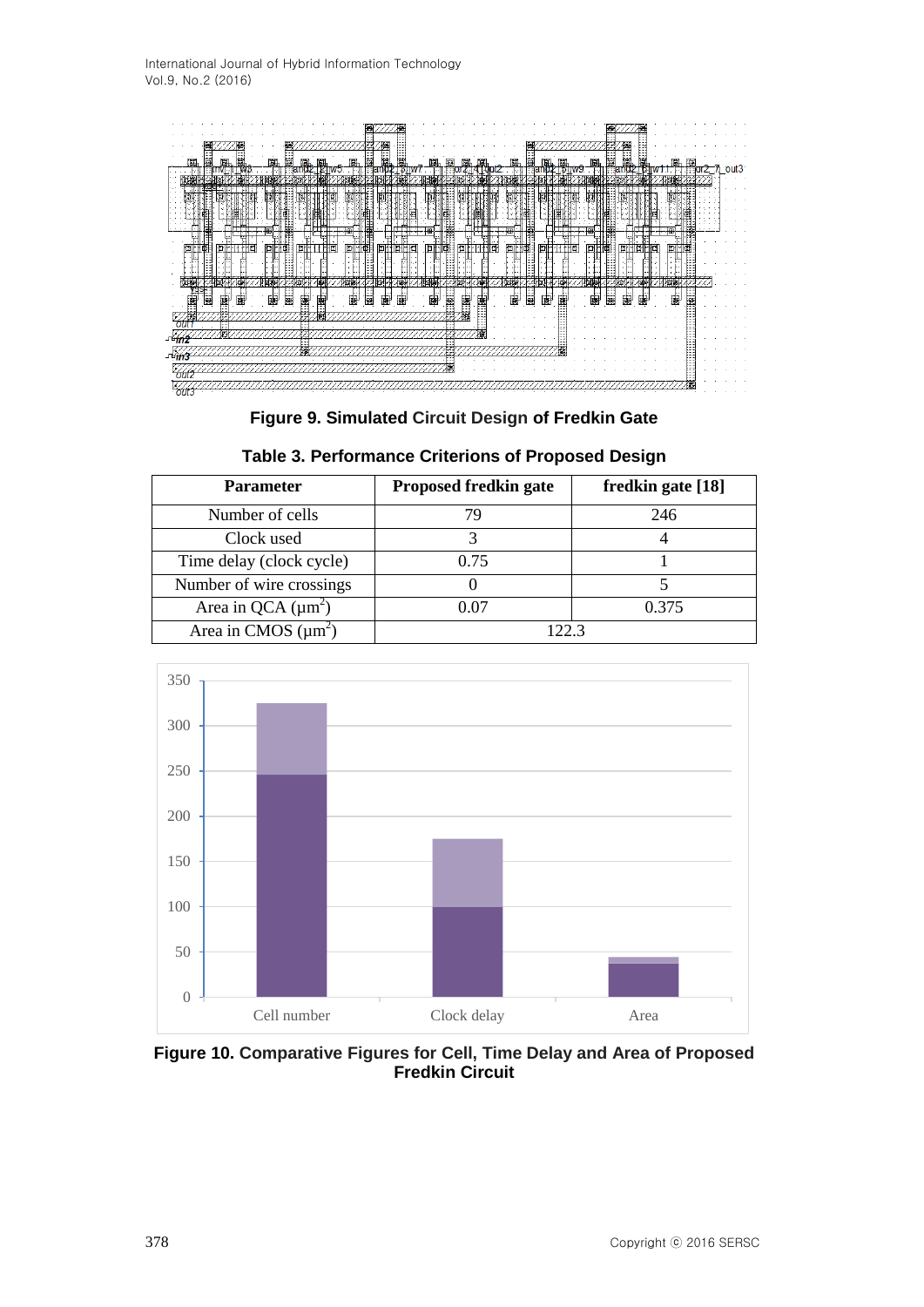**Figure 9. Simulated Circuit Design of Fredkin Gate**

**Table 3. Performance Criterions of Proposed Design**

| Parameter | Proposed fredkin gate | fredkin gate [18] |
|---|---|---|
| Number of cells | 79 | 246 |
| Clock used | 3 | 4 |
| Time delay (clock cycle) | 0.75 | 1 |
| Number of wire crossings | 0 | 5 |
| Area in QCA ($\mu m^2$) | 0.07 | 0.375 |
| Area in CMOS ($\mu m^2$) | 122.3 | |

**Figure 10. Comparative Figures for Cell, Time Delay and Area of Proposed Fredkin Circuit**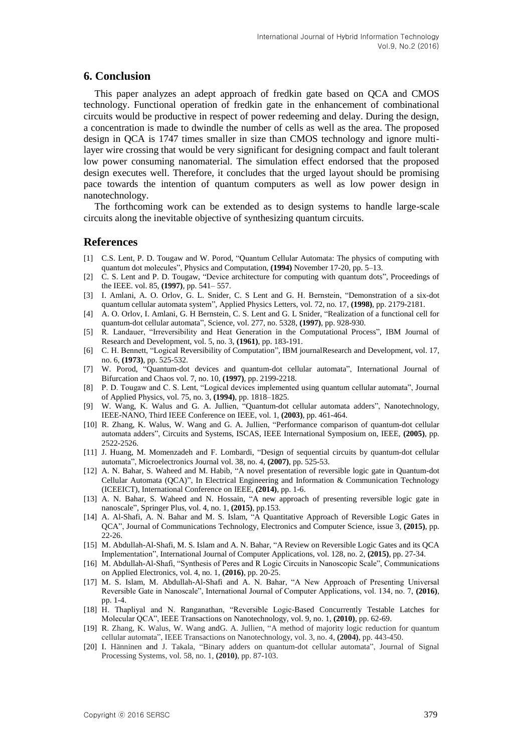## 6. Conclusion

This paper analyzes an adept approach of fredkin gate based on QCA and CMOS technology. Functional operation of fredkin gate in the enhancement of combinational circuits would be productive in respect of power redeeming and delay. During the design, a concentration is made to dwindle the number of cells as well as the area. The proposed design in QCA is 1747 times smaller in size than CMOS technology and ignore multi-layer wire crossing that would be very significant for designing compact and fault tolerant low power consuming nanomaterial. The simulation effect endorsed that the proposed design executes well. Therefore, it concludes that the urged layout should be promising pace towards the intention of quantum computers as well as low power design in nanotechnology.

The forthcoming work can be extended as to design systems to handle large-scale circuits along the inevitable objective of synthesizing quantum circuits.

## References

[1] C.S. Lent, P. D. Tougaw and W. Porod, "Quantum Cellular Automata: The physics of computing with quantum dot molecules", Physics and Computation, **(1994)** November 17-20, pp. 5–13.

[2] C. S. Lent and P. D. Tougaw, "Device architecture for computing with quantum dots", Proceedings of the IEEE. vol. 85, **(1997)**, pp. 541– 557.

[3] I. Amlani, A. O. Orlov, G. L. Snider, C. S Lent and G. H. Bernstein, "Demonstration of a six-dot quantum cellular automata system", Applied Physics Letters, vol. 72, no. 17, **(1998)**, pp. 2179-2181.

[4] A. O. Orlov, I. Amlani, G. H Bernstein, C. S. Lent and G. L Snider, "Realization of a functional cell for quantum-dot cellular automata", Science, vol. 277, no. 5328, **(1997)**, pp. 928-930.

[5] R. Landauer, "Irreversibility and Heat Generation in the Computational Process", IBM Journal of Research and Development, vol. 5, no. 3, **(1961)**, pp. 183-191.

[6] C. H. Bennett, "Logical Reversibility of Computation", IBM journalResearch and Development, vol. 17, no. 6, **(1973)**, pp. 525-532.

[7] W. Porod, "Quantum-dot devices and quantum-dot cellular automata", International Journal of Bifurcation and Chaos vol. 7, no. 10, **(1997)**, pp. 2199-2218.

[8] P. D. Tougaw and C. S. Lent, "Logical devices implemented using quantum cellular automata", Journal of Applied Physics, vol. 75, no. 3, **(1994)**, pp. 1818–1825.

[9] W. Wang, K. Walus and G. A. Jullien, "Quantum-dot cellular automata adders", Nanotechnology, IEEE-NANO, Third IEEE Conference on IEEE, vol. 1, **(2003)**, pp. 461-464.

[10] R. Zhang, K. Walus, W. Wang and G. A. Jullien, "Performance comparison of quantum-dot cellular automata adders", Circuits and Systems, ISCAS, IEEE International Symposium on, IEEE, **(2005)**, pp. 2522-2526.

[11] J. Huang, M. Momenzadeh and F. Lombardi, "Design of sequential circuits by quantum-dot cellular automata", Microelectronics Journal vol. 38, no. 4, **(2007)**, pp. 525-53.

[12] A. N. Bahar, S. Waheed and M. Habib, "A novel presentation of reversible logic gate in Quantum-dot Cellular Automata (QCA)", In Electrical Engineering and Information & Communication Technology (ICEEICT), International Conference on IEEE, **(2014)**, pp. 1-6.

[13] A. N. Bahar, S. Waheed and N. Hossain, "A new approach of presenting reversible logic gate in nanoscale", Springer Plus, vol. 4, no. 1, **(2015)**, pp.153.

[14] A. Al-Shafi, A. N. Bahar and M. S. Islam, "A Quantitative Approach of Reversible Logic Gates in QCA", Journal of Communications Technology, Electronics and Computer Science, issue 3, **(2015)**, pp. 22-26.

[15] M. Abdullah-Al-Shafi, M. S. Islam and A. N. Bahar, "A Review on Reversible Logic Gates and its QCA Implementation", International Journal of Computer Applications, vol. 128, no. 2, **(2015)**, pp. 27-34.

[16] M. Abdullah-Al-Shafi, "Synthesis of Peres and R Logic Circuits in Nanoscopic Scale", Communications on Applied Electronics, vol. 4, no. 1, **(2016)**, pp. 20-25.

[17] M. S. Islam, M. Abdullah-Al-Shafi and A. N. Bahar, "A New Approach of Presenting Universal Reversible Gate in Nanoscale", International Journal of Computer Applications, vol. 134, no. 7, **(2016)**, pp. 1-4.

[18] H. Thapliyal and N. Ranganathan, "Reversible Logic-Based Concurrently Testable Latches for Molecular QCA", IEEE Transactions on Nanotechnology, vol. 9, no. 1, **(2010)**, pp. 62-69.

[19] R. Zhang, K. Walus, W. Wang andG. A. Jullien, "A method of majority logic reduction for quantum cellular automata", IEEE Transactions on Nanotechnology, vol. 3, no. 4, **(2004)**, pp. 443-450.

[20] I. Hänninen and J. Takala, "Binary adders on quantum-dot cellular automata", Journal of Signal Processing Systems, vol. 58, no. 1, **(2010)**, pp. 87-103.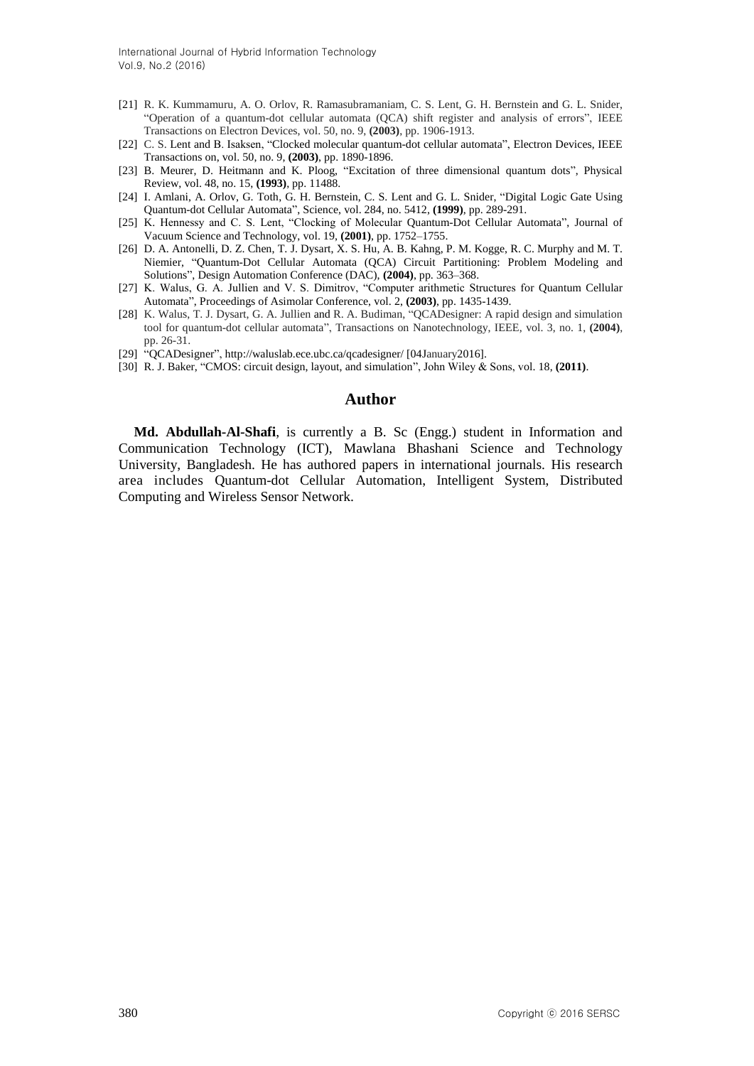[21] R. K. Kummamuru, A. O. Orlov, R. Ramasubramaniam, C. S. Lent, G. H. Bernstein and G. L. Snider, "Operation of a quantum-dot cellular automata (QCA) shift register and analysis of errors", IEEE Transactions on Electron Devices, vol. 50, no. 9, **(2003)**, pp. 1906-1913.

[22] C. S. Lent and B. Isaksen, "Clocked molecular quantum-dot cellular automata", Electron Devices, IEEE Transactions on, vol. 50, no. 9, **(2003)**, pp. 1890-1896.

[23] B. Meurer, D. Heitmann and K. Ploog, "Excitation of three dimensional quantum dots", Physical Review, vol. 48, no. 15, **(1993)**, pp. 11488.

[24] I. Amlani, A. Orlov, G. Toth, G. H. Bernstein, C. S. Lent and G. L. Snider, "Digital Logic Gate Using Quantum-dot Cellular Automata", Science, vol. 284, no. 5412, **(1999)**, pp. 289-291.

[25] K. Hennessy and C. S. Lent, "Clocking of Molecular Quantum-Dot Cellular Automata", Journal of Vacuum Science and Technology, vol. 19, **(2001)**, pp. 1752–1755.

[26] D. A. Antonelli, D. Z. Chen, T. J. Dysart, X. S. Hu, A. B. Kahng, P. M. Kogge, R. C. Murphy and M. T. Niemier, "Quantum-Dot Cellular Automata (QCA) Circuit Partitioning: Problem Modeling and Solutions", Design Automation Conference (DAC), **(2004)**, pp. 363–368.

[27] K. Walus, G. A. Jullien and V. S. Dimitrov, "Computer arithmetic Structures for Quantum Cellular Automata", Proceedings of Asimolar Conference, vol. 2, **(2003)**, pp. 1435-1439.

[28] K. Walus, T. J. Dysart, G. A. Jullien and R. A. Budiman, "QCADesigner: A rapid design and simulation tool for quantum-dot cellular automata", Transactions on Nanotechnology, IEEE, vol. 3, no. 1, **(2004)**, pp. 26-31.

[29] "QCADesigner", http://waluslab.ece.ubc.ca/qcadesigner/ [04January2016].

[30] R. J. Baker, "CMOS: circuit design, layout, and simulation", John Wiley & Sons, vol. 18, **(2011)**.

## Author

**Md. Abdullah-Al-Shafi**, is currently a B. Sc (Engg.) student in Information and Communication Technology (ICT), Mawlana Bhashani Science and Technology University, Bangladesh. He has authored papers in international journals. His research area includes Quantum-dot Cellular Automation, Intelligent System, Distributed Computing and Wireless Sensor Network.